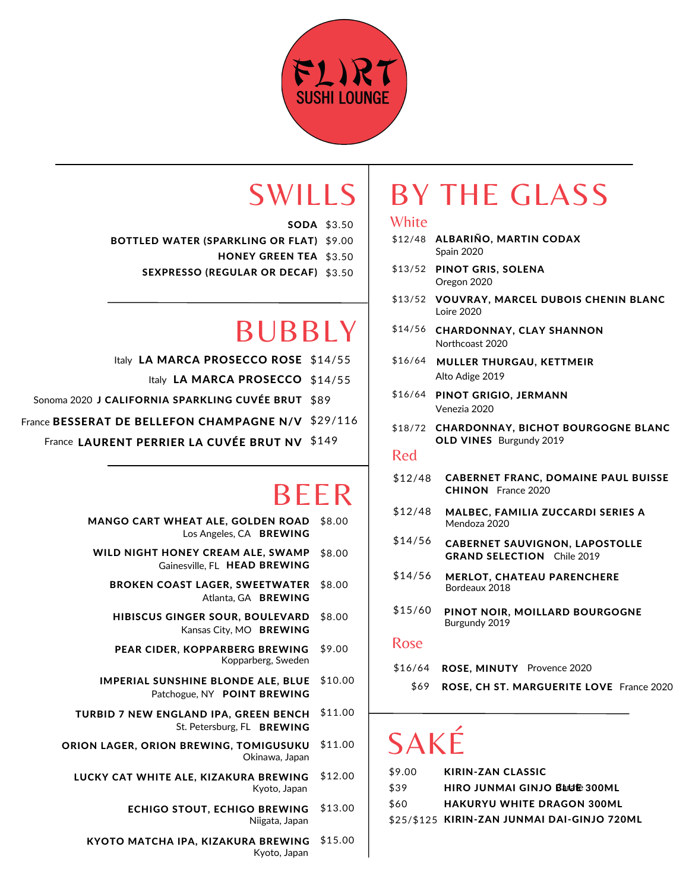# FLIRT SUSHI LOUNGE

## SWILLS

**SODA** $3.50

**BOTTLED WATER (SPARKLING OR FLAT)** $9.00

**HONEY GREEN TEA** $3.50

**SEXPRESSO (REGULAR OR DECAF)** $3.50

## BUBBLY

Italy **LA MARCA PROSECCO ROSE** $14/55

Italy **LA MARCA PROSECCO** $14/55

Sonoma 2020 **J CALIFORNIA SPARKLING CUVÉE BRUT** $89

France **BESSERAT DE BELLEFON CHAMPAGNE N/V** $29/116

France **LAURENT PERRIER LA CUVÉE BRUT NV** $149

## BEER

**MANGO CART WHEAT ALE, GOLDEN ROAD BREWING** $8.00
Los Angeles, CA

**WILD NIGHT HONEY CREAM ALE, SWAMP HEAD BREWING** $8.00
Gainesville, FL

**BROKEN COAST LAGER, SWEETWATER BREWING** $8.00
Atlanta, GA

**HIBISCUS GINGER SOUR, BOULEVARD BREWING** $8.00
Kansas City, MO

**PEAR CIDER, KOPPARBERG BREWING** $9.00
Kopparberg, Sweden

**IMPERIAL SUNSHINE BLONDE ALE, BLUE POINT BREWING** $10.00
Patchogue, NY

**TURBID 7 NEW ENGLAND IPA, GREEN BENCH BREWING** $11.00
St. Petersburg, FL

**ORION LAGER, ORION BREWING, TOMIGUSUKU** $11.00
Okinawa, Japan

**LUCKY CAT WHITE ALE, KIZAKURA BREWING** $12.00
Kyoto, Japan

**ECHIGO STOUT, ECHIGO BREWING** $13.00
Niigata, Japan

**KYOTO MATCHA IPA, KIZAKURA BREWING** $15.00
Kyoto, Japan

## BY THE GLASS

### White

$12/48 **ALBARIÑO, MARTIN CODAX**
Spain 2020

$13/52 **PINOT GRIS, SOLENA**
Oregon 2020

$13/52 **VOUVRAY, MARCEL DUBOIS CHENIN BLANC**
Loire 2020

$14/56 **CHARDONNAY, CLAY SHANNON**
Northcoast 2020

$16/64 **MULLER THURGAU, KETTMEIR**
Alto Adige 2019

$16/64 **PINOT GRIGIO, JERMANN**
Venezia 2020

$18/72 **CHARDONNAY, BICHOT BOURGOGNE BLANC OLD VINES** Burgundy 2019

### Red

$12/48 **CABERNET FRANC, DOMAINE PAUL BUISSE CHINON** France 2020

$12/48 **MALBEC, FAMILIA ZUCCARDI SERIES A**
Mendoza 2020

$14/56 **CABERNET SAUVIGNON, LAPOSTOLLE GRAND SELECTION** Chile 2019

$14/56 **MERLOT, CHATEAU PARENCHERE**
Bordeaux 2018

$15/60 **PINOT NOIR, MOILLARD BOURGOGNE**
Burgundy 2019

### Rose

$16/64 **ROSE, MINUTY** Provence 2020

$69 **ROSE, CH ST. MARGUERITE LOVE** France 2020

## SAKÉ

$9.00 **KIRIN-ZAN CLASSIC**

$39 **HIRO JUNMAI GINJO BLUE 300ML**

$60 **HAKURYU WHITE DRAGON 300ML**

$25/$125 **KIRIN-ZAN JUNMAI DAI-GINJO 720ML**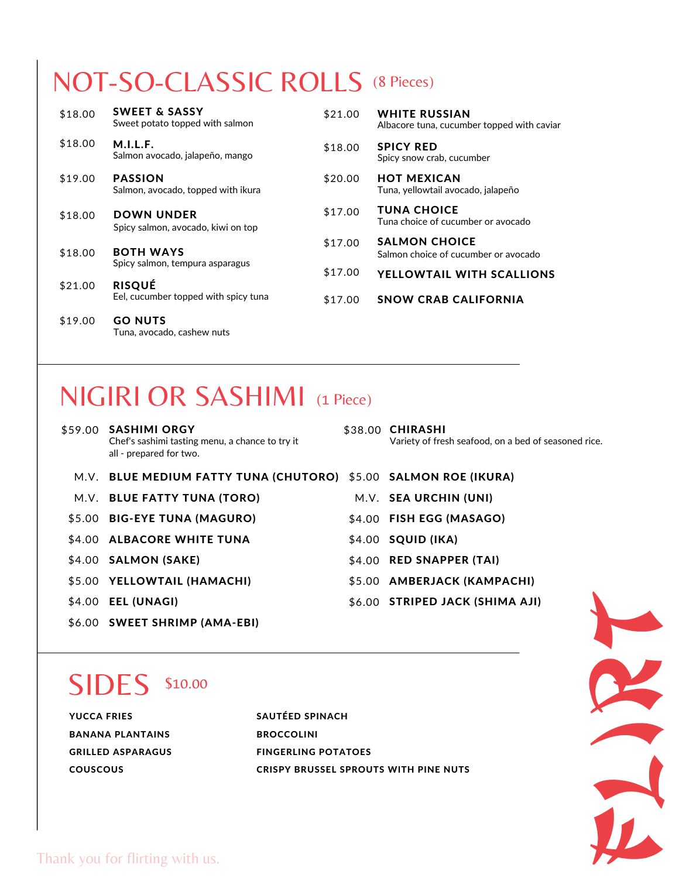# NOT-SO-CLASSIC ROLLS (8 Pieces)

| | | |
|---|---|---|
| $18.00 | **SWEET & SASSY** | Sweet potato topped with salmon |
| $18.00 | **M.I.L.F.** | Salmon avocado, jalapeño, mango |
| $19.00 | **PASSION** | Salmon, avocado, topped with ikura |
| $18.00 | **DOWN UNDER** | Spicy salmon, avocado, kiwi on top |
| $18.00 | **BOTH WAYS** | Spicy salmon, tempura asparagus |
| $21.00 | **RISQUÉ** | Eel, cucumber topped with spicy tuna |
| $19.00 | **GO NUTS** | Tuna, avocado, cashew nuts |
| $21.00 | **WHITE RUSSIAN** | Albacore tuna, cucumber topped with caviar |
| $18.00 | **SPICY RED** | Spicy snow crab, cucumber |
| $20.00 | **HOT MEXICAN** | Tuna, yellowtail avocado, jalapeño |
| $17.00 | **TUNA CHOICE** | Tuna choice of cucumber or avocado |
| $17.00 | **SALMON CHOICE** | Salmon choice of cucumber or avocado |
| $17.00 | **YELLOWTAIL WITH SCALLIONS** | |
| $17.00 | **SNOW CRAB CALIFORNIA** | |

# NIGIRI OR SASHIMI (1 Piece)

| | | |
|---|---|---|
| $59.00 | **SASHIMI ORGY** | Chef's sashimi tasting menu, a chance to try it all - prepared for two. |
| $38.00 | **CHIRASHI** | Variety of fresh seafood, on a bed of seasoned rice. |

| | |
|---|---|
| M.V. | **BLUE MEDIUM FATTY TUNA (CHUTORO)** |
| M.V. | **BLUE FATTY TUNA (TORO)** |
| $5.00 | **BIG-EYE TUNA (MAGURO)** |
| $4.00 | **ALBACORE WHITE TUNA** |
| $4.00 | **SALMON (SAKE)** |
| $5.00 | **YELLOWTAIL (HAMACHI)** |
| $4.00 | **EEL (UNAGI)** |
| $6.00 | **SWEET SHRIMP (AMA-EBI)** |
| $5.00 | **SALMON ROE (IKURA)** |
| M.V. | **SEA URCHIN (UNI)** |
| $4.00 | **FISH EGG (MASAGO)** |
| $4.00 | **SQUID (IKA)** |
| $4.00 | **RED SNAPPER (TAI)** |
| $5.00 | **AMBERJACK (KAMPACHI)** |
| $6.00 | **STRIPED JACK (SHIMA AJI)** |

# SIDES $10.00

- **YUCCA FRIES**
- **BANANA PLANTAINS**
- **GRILLED ASPARAGUS**
- **COUSCOUS**
- **SAUTÉED SPINACH**
- **BROCCOLINI**
- **FINGERLING POTATOES**
- **CRISPY BRUSSEL SPROUTS WITH PINE NUTS**

FLIRT

Thank you for flirting with us.